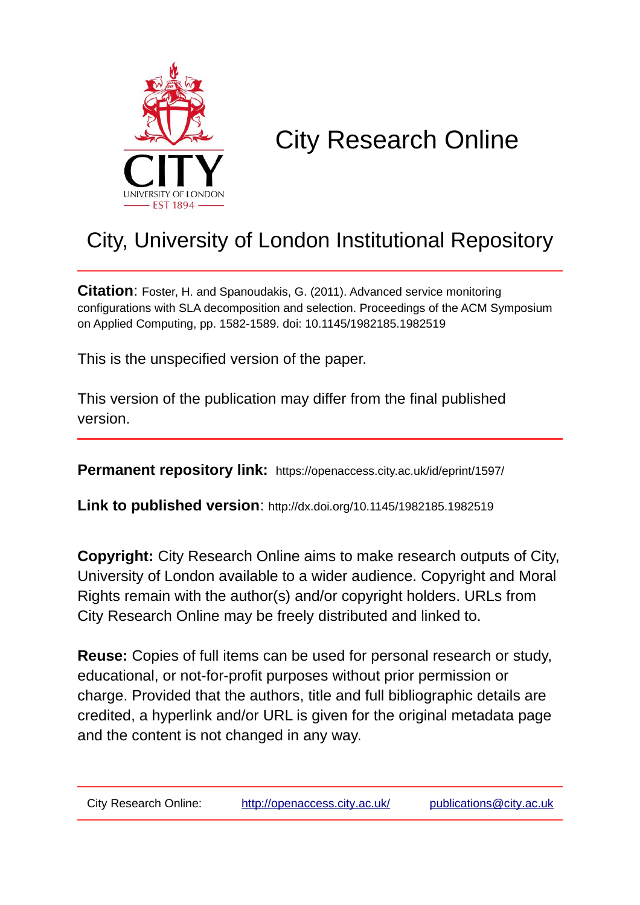# City Research Online

## City, University of London Institutional Repository

**Citation**: Foster, H. and Spanoudakis, G. (2011). Advanced service monitoring configurations with SLA decomposition and selection. Proceedings of the ACM Symposium on Applied Computing, pp. 1582-1589. doi: 10.1145/1982185.1982519

This is the unspecified version of the paper.

This version of the publication may differ from the final published version.

**Permanent repository link:** https://openaccess.city.ac.uk/id/eprint/1597/

**Link to published version**: http://dx.doi.org/10.1145/1982185.1982519

**Copyright:** City Research Online aims to make research outputs of City, University of London available to a wider audience. Copyright and Moral Rights remain with the author(s) and/or copyright holders. URLs from City Research Online may be freely distributed and linked to.

**Reuse:** Copies of full items can be used for personal research or study, educational, or not-for-profit purposes without prior permission or charge. Provided that the authors, title and full bibliographic details are credited, a hyperlink and/or URL is given for the original metadata page and the content is not changed in any way.

City Research Online: http://openaccess.city.ac.uk/ publications@city.ac.uk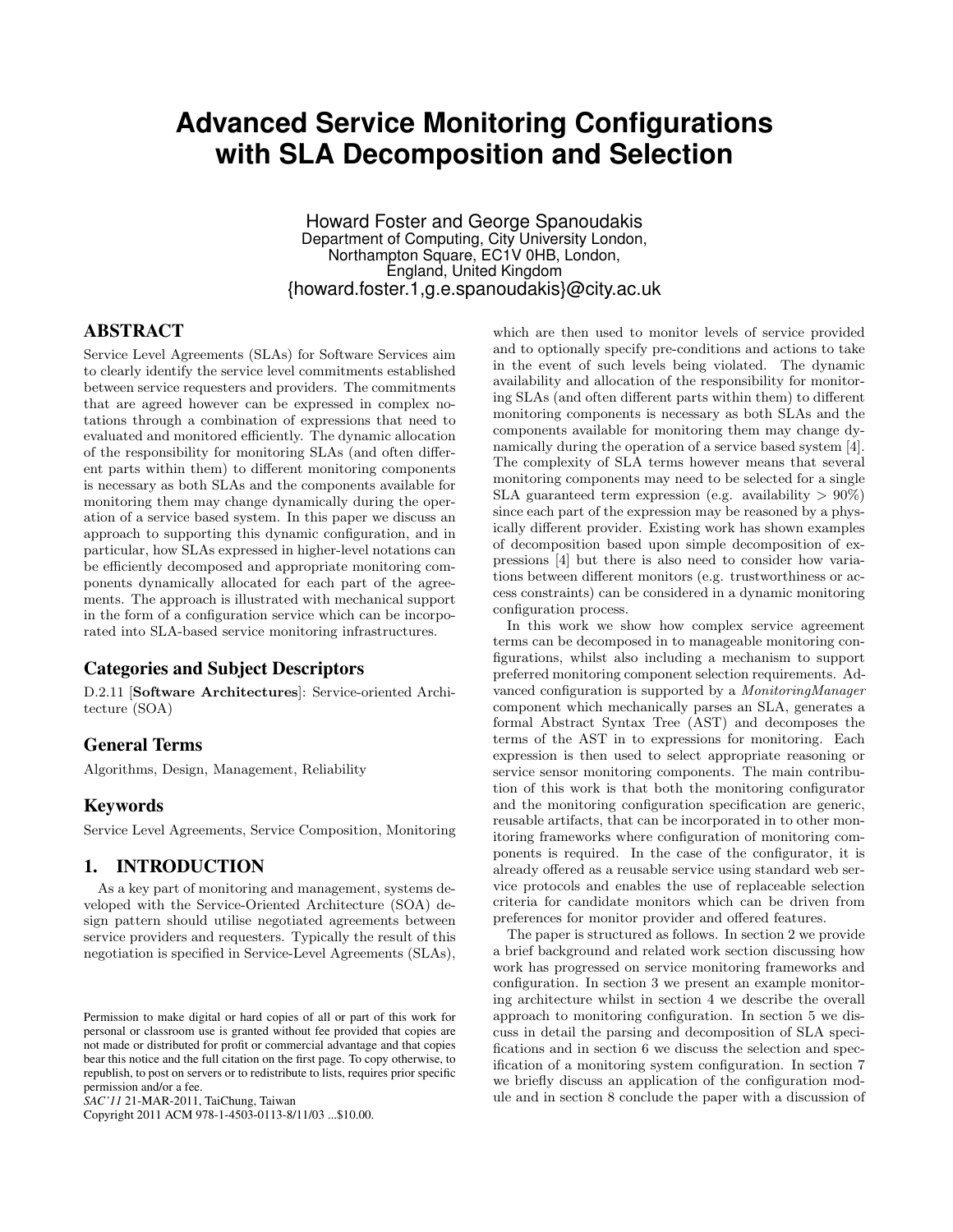# Advanced Service Monitoring Configurations with SLA Decomposition and Selection

Howard Foster and George Spanoudakis
Department of Computing, City University London,
Northampton Square, EC1V 0HB, London,
England, United Kingdom
{howard.foster.1,g.e.spanoudakis}@city.ac.uk

## ABSTRACT

Service Level Agreements (SLAs) for Software Services aim to clearly identify the service level commitments established between service requesters and providers. The commitments that are agreed however can be expressed in complex notations through a combination of expressions that need to evaluated and monitored efficiently. The dynamic allocation of the responsibility for monitoring SLAs (and often different parts within them) to different monitoring components is necessary as both SLAs and the components available for monitoring them may change dynamically during the operation of a service based system. In this paper we discuss an approach to supporting this dynamic configuration, and in particular, how SLAs expressed in higher-level notations can be efficiently decomposed and appropriate monitoring components dynamically allocated for each part of the agreements. The approach is illustrated with mechanical support in the form of a configuration service which can be incorporated into SLA-based service monitoring infrastructures.

## Categories and Subject Descriptors

D.2.11 [**Software Architectures**]: Service-oriented Architecture (SOA)

## General Terms

Algorithms, Design, Management, Reliability

## Keywords

Service Level Agreements, Service Composition, Monitoring

## 1. INTRODUCTION

As a key part of monitoring and management, systems developed with the Service-Oriented Architecture (SOA) design pattern should utilise negotiated agreements between service providers and requesters. Typically the result of this negotiation is specified in Service-Level Agreements (SLAs), which are then used to monitor levels of service provided and to optionally specify pre-conditions and actions to take in the event of such levels being violated. The dynamic availability and allocation of the responsibility for monitoring SLAs (and often different parts within them) to different monitoring components is necessary as both SLAs and the components available for monitoring them may change dynamically during the operation of a service based system [4]. The complexity of SLA terms however means that several monitoring components may need to be selected for a single SLA guaranteed term expression (e.g. availability $> 90\%$) since each part of the expression may be reasoned by a physically different provider. Existing work has shown examples of decomposition based upon simple decomposition of expressions [4] but there is also need to consider how variations between different monitors (e.g. trustworthiness or access constraints) can be considered in a dynamic monitoring configuration process.

In this work we show how complex service agreement terms can be decomposed in to manageable monitoring configurations, whilst also including a mechanism to support preferred monitoring component selection requirements. Advanced configuration is supported by a *MonitoringManager* component which mechanically parses an SLA, generates a formal Abstract Syntax Tree (AST) and decomposes the terms of the AST in to expressions for monitoring. Each expression is then used to select appropriate reasoning or service sensor monitoring components. The main contribution of this work is that both the monitoring configurator and the monitoring configuration specification are generic, reusable artifacts, that can be incorporated in to other monitoring frameworks where configuration of monitoring components is required. In the case of the configurator, it is already offered as a reusable service using standard web service protocols and enables the use of replaceable selection criteria for candidate monitors which can be driven from preferences for monitor provider and offered features.

The paper is structured as follows. In section 2 we provide a brief background and related work section discussing how work has progressed on service monitoring frameworks and configuration. In section 3 we present an example monitoring architecture whilst in section 4 we describe the overall approach to monitoring configuration. In section 5 we discuss in detail the parsing and decomposition of SLA specifications and in section 6 we discuss the selection and specification of a monitoring system configuration. In section 7 we briefly discuss an application of the configuration module and in section 8 conclude the paper with a discussion of

Permission to make digital or hard copies of all or part of this work for personal or classroom use is granted without fee provided that copies are not made or distributed for profit or commercial advantage and that copies bear this notice and the full citation on the first page. To copy otherwise, to republish, to post on servers or to redistribute to lists, requires prior specific permission and/or a fee.
*SAC'11* 21-MAR-2011, TaiChung, Taiwan
Copyright 2011 ACM 978-1-4503-0113-8/11/03 ...$10.00.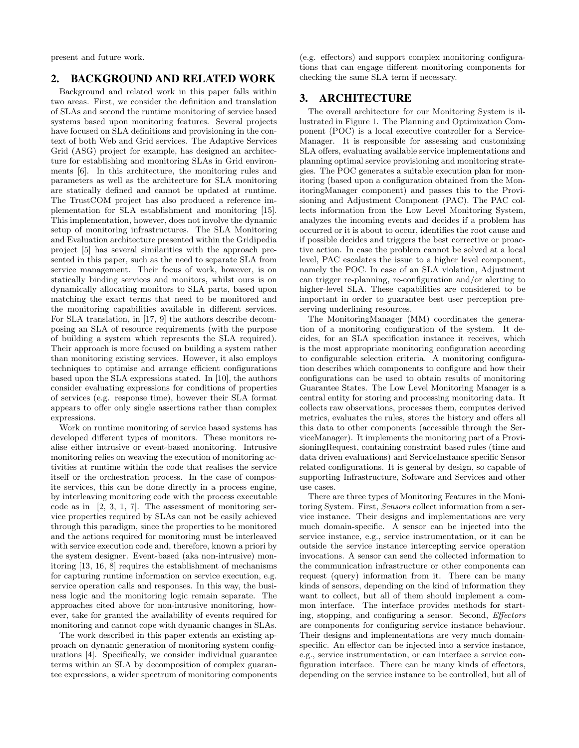present and future work.

## 2. BACKGROUND AND RELATED WORK

Background and related work in this paper falls within two areas. First, we consider the definition and translation of SLAs and second the runtime monitoring of service based systems based upon monitoring features. Several projects have focused on SLA definitions and provisioning in the context of both Web and Grid services. The Adaptive Services Grid (ASG) project for example, has designed an architecture for establishing and monitoring SLAs in Grid environments [6]. In this architecture, the monitoring rules and parameters as well as the architecture for SLA monitoring are statically defined and cannot be updated at runtime. The TrustCOM project has also produced a reference implementation for SLA establishment and monitoring [15]. This implementation, however, does not involve the dynamic setup of monitoring infrastructures. The SLA Monitoring and Evaluation architecture presented within the Gridipedia project [5] has several similarities with the approach presented in this paper, such as the need to separate SLA from service management. Their focus of work, however, is on statically binding services and monitors, whilst ours is on dynamically allocating monitors to SLA parts, based upon matching the exact terms that need to be monitored and the monitoring capabilities available in different services. For SLA translation, in [17, 9] the authors describe decomposing an SLA of resource requirements (with the purpose of building a system which represents the SLA required). Their approach is more focused on building a system rather than monitoring existing services. However, it also employs techniques to optimise and arrange efficient configurations based upon the SLA expressions stated. In [10], the authors consider evaluating expressions for conditions of properties of services (e.g. response time), however their SLA format appears to offer only single assertions rather than complex expressions.

Work on runtime monitoring of service based systems has developed different types of monitors. These monitors realise either intrusive or event-based monitoring. Intrusive monitoring relies on weaving the execution of monitoring activities at runtime within the code that realises the service itself or the orchestration process. In the case of composite services, this can be done directly in a process engine, by interleaving monitoring code with the process executable code as in [2, 3, 1, 7]. The assessment of monitoring service properties required by SLAs can not be easily achieved through this paradigm, since the properties to be monitored and the actions required for monitoring must be interleaved with service execution code and, therefore, known a priori by the system designer. Event-based (aka non-intrusive) monitoring [13, 16, 8] requires the establishment of mechanisms for capturing runtime information on service execution, e.g. service operation calls and responses. In this way, the business logic and the monitoring logic remain separate. The approaches cited above for non-intrusive monitoring, however, take for granted the availability of events required for monitoring and cannot cope with dynamic changes in SLAs.

The work described in this paper extends an existing approach on dynamic generation of monitoring system configurations [4]. Specifically, we consider individual guarantee terms within an SLA by decomposition of complex guarantee expressions, a wider spectrum of monitoring components (e.g. effectors) and support complex monitoring configurations that can engage different monitoring components for checking the same SLA term if necessary.

## 3. ARCHITECTURE

The overall architecture for our Monitoring System is illustrated in Figure 1. The Planning and Optimization Component (POC) is a local executive controller for a ServiceManager. It is responsible for assessing and customizing SLA offers, evaluating available service implementations and planning optimal service provisioning and monitoring strategies. The POC generates a suitable execution plan for monitoring (based upon a configuration obtained from the MonitoringManager component) and passes this to the Provisioning and Adjustment Component (PAC). The PAC collects information from the Low Level Monitoring System, analyzes the incoming events and decides if a problem has occurred or it is about to occur, identifies the root cause and if possible decides and triggers the best corrective or proactive action. In case the problem cannot be solved at a local level, PAC escalates the issue to a higher level component, namely the POC. In case of an SLA violation, Adjustment can trigger re-planning, re-configuration and/or alerting to higher-level SLA. These capabilities are considered to be important in order to guarantee best user perception preserving underlining resources.

The MonitoringManager (MM) coordinates the generation of a monitoring configuration of the system. It decides, for an SLA specification instance it receives, which is the most appropriate monitoring configuration according to configurable selection criteria. A monitoring configuration describes which components to configure and how their configurations can be used to obtain results of monitoring Guarantee States. The Low Level Monitoring Manager is a central entity for storing and processing monitoring data. It collects raw observations, processes them, computes derived metrics, evaluates the rules, stores the history and offers all this data to other components (accessible through the ServiceManager). It implements the monitoring part of a ProvisioningRequest, containing constraint based rules (time and data driven evaluations) and ServiceInstance specific Sensor related configurations. It is general by design, so capable of supporting Infrastructure, Software and Services and other use cases.

There are three types of Monitoring Features in the Monitoring System. First, *Sensors* collect information from a service instance. Their designs and implementations are very much domain-specific. A sensor can be injected into the service instance, e.g., service instrumentation, or it can be outside the service instance intercepting service operation invocations. A sensor can send the collected information to the communication infrastructure or other components can request (query) information from it. There can be many kinds of sensors, depending on the kind of information they want to collect, but all of them should implement a common interface. The interface provides methods for starting, stopping, and configuring a sensor. Second, *Effectors* are components for configuring service instance behaviour. Their designs and implementations are very much domain-specific. An effector can be injected into a service instance, e.g., service instrumentation, or can interface a service configuration interface. There can be many kinds of effectors, depending on the service instance to be controlled, but all of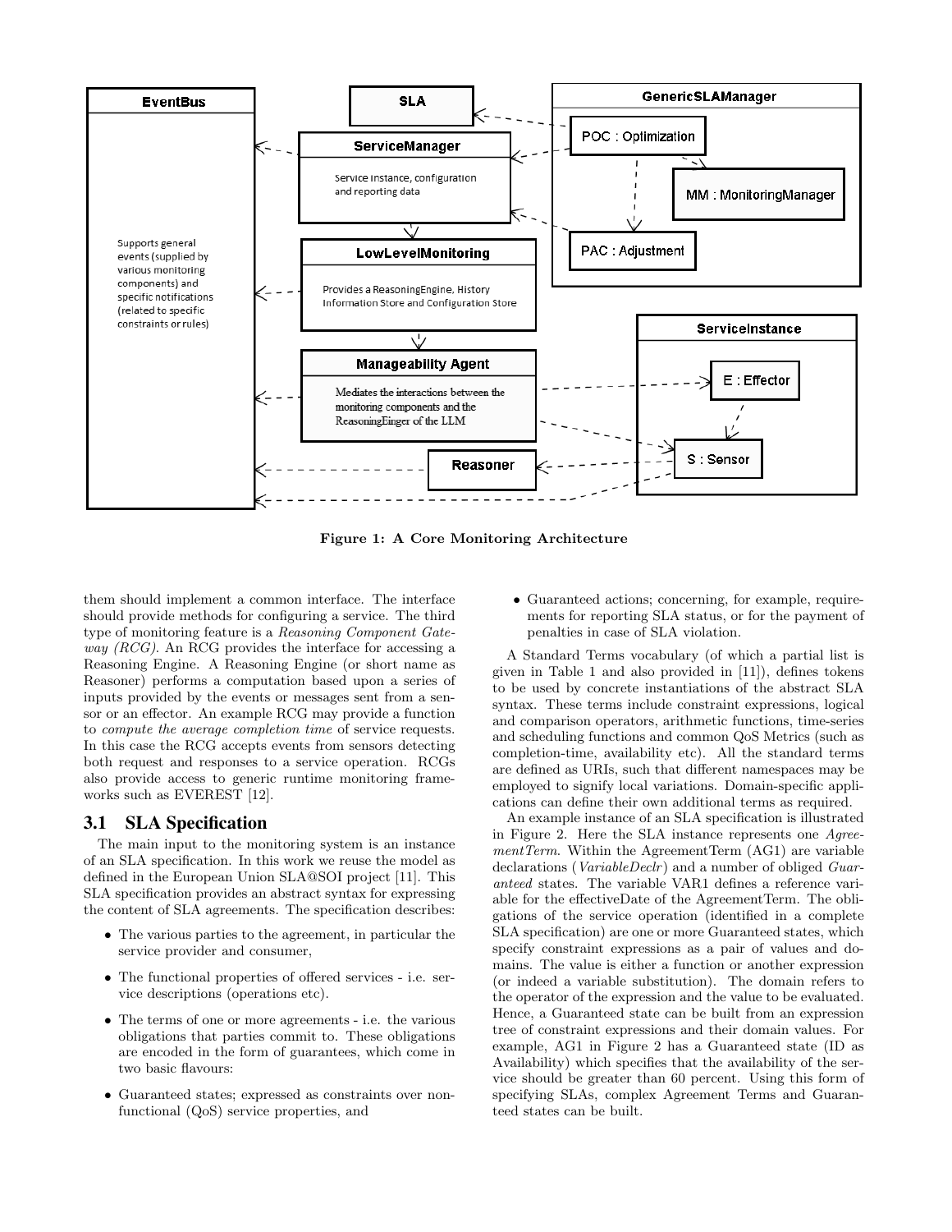Figure 1: A Core Monitoring Architecture

them should implement a common interface. The interface should provide methods for configuring a service. The third type of monitoring feature is a *Reasoning Component Gateway (RCG)*. An RCG provides the interface for accessing a Reasoning Engine. A Reasoning Engine (or short name as Reasoner) performs a computation based upon a series of inputs provided by the events or messages sent from a sensor or an effector. An example RCG may provide a function to *compute the average completion time* of service requests. In this case the RCG accepts events from sensors detecting both request and responses to a service operation. RCGs also provide access to generic runtime monitoring frameworks such as EVEREST [12].

## 3.1 SLA Specification

The main input to the monitoring system is an instance of an SLA specification. In this work we reuse the model as defined in the European Union SLA@SOI project [11]. This SLA specification provides an abstract syntax for expressing the content of SLA agreements. The specification describes:

- The various parties to the agreement, in particular the service provider and consumer,
- The functional properties of offered services - i.e. service descriptions (operations etc).
- The terms of one or more agreements - i.e. the various obligations that parties commit to. These obligations are encoded in the form of guarantees, which come in two basic flavours:
- Guaranteed states; expressed as constraints over non-functional (QoS) service properties, and
- Guaranteed actions; concerning, for example, requirements for reporting SLA status, or for the payment of penalties in case of SLA violation.

A Standard Terms vocabulary (of which a partial list is given in Table 1 and also provided in [11]), defines tokens to be used by concrete instantiations of the abstract SLA syntax. These terms include constraint expressions, logical and comparison operators, arithmetic functions, time-series and scheduling functions and common QoS Metrics (such as completion-time, availability etc). All the standard terms are defined as URIs, such that different namespaces may be employed to signify local variations. Domain-specific applications can define their own additional terms as required.

An example instance of an SLA specification is illustrated in Figure 2. Here the SLA instance represents one *AgreementTerm*. Within the AgreementTerm (AG1) are variable declarations (*VariableDeclr*) and a number of obliged *Guaranteed* states. The variable VAR1 defines a reference variable for the effectiveDate of the AgreementTerm. The obligations of the service operation (identified in a complete SLA specification) are one or more Guaranteed states, which specify constraint expressions as a pair of values and domains. The value is either a function or another expression (or indeed a variable substitution). The domain refers to the operator of the expression and the value to be evaluated. Hence, a Guaranteed state can be built from an expression tree of constraint expressions and their domain values. For example, AG1 in Figure 2 has a Guaranteed state (ID as Availability) which specifies that the availability of the service should be greater than 60 percent. Using this form of specifying SLAs, complex Agreement Terms and Guaranteed states can be built.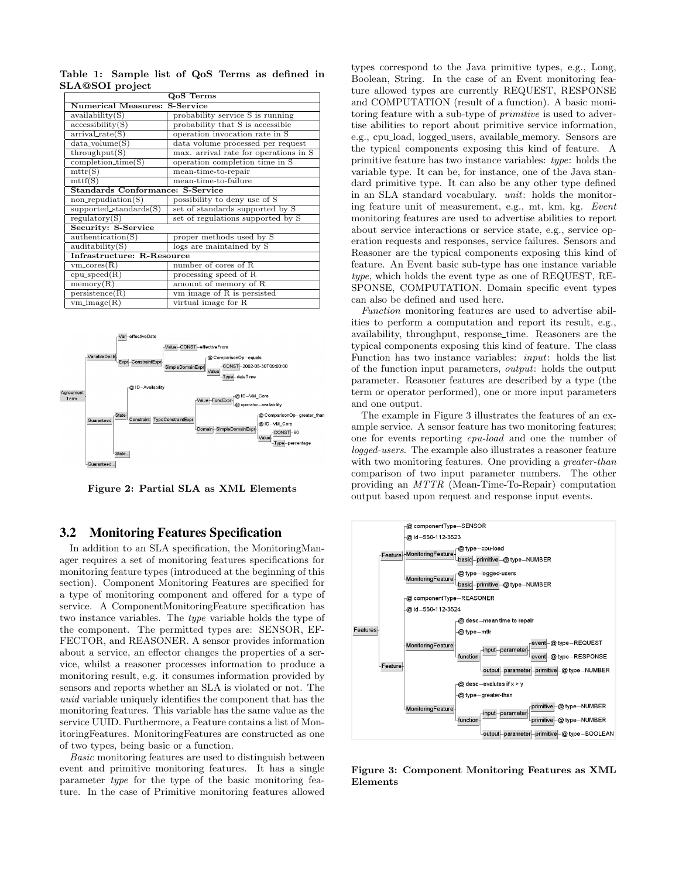**Table 1: Sample list of QoS Terms as defined in SLA@SOI project**

| QoS Terms | |
|---|---|
| **Numerical Measures: S-Service** | |
| availability(S) | probability service S is running |
| accessibility(S) | probability that S is accessible |
| arrival_rate(S) | operation invocation rate in S |
| data_volume(S) | data volume processed per request |
| throughput(S) | max. arrival rate for operations in S |
| completion_time(S) | operation completion time in S |
| mttr(S) | mean-time-to-repair |
| mttf(S) | mean-time-to-failure |
| **Standards Conformance: S-Service** | |
| non_repudiation(S) | possibility to deny use of S |
| supported_standards(S) | set of standards supported by S |
| regulatory(S) | set of regulations supported by S |
| **Security: S-Service** | |
| authentication(S) | proper methods used by S |
| auditability(S) | logs are maintained by S |
| **Infrastructure: R-Resource** | |
| vm_cores(R) | number of cores of R |
| cpu_speed(R) | processing speed of R |
| memory(R) | amount of memory of R |
| persistence(R) | vm image of R is persisted |
| vm_image(R) | virtual image for R |

Agreement Term
VariableDecl
Var effectiveDate
Expr ConstraintExpr
Value CONST effectiveFrom
SimpleDomainExpr
@ ComparisonOp equals
Value CONST 2002-05-30T09:00:00
Type dateTime
Guaranteed
State
@ ID Availability
Constraint TypeConstraintExpr
Value FuncExpr
@ ID VM_Core
@ operator availability
Domain SimpleDomainExpr
@ ComparisonOp greater_than
@ ID VM_Core
Value CONST 60
Type percentage
State...
Guaranteed...

**Figure 2: Partial SLA as XML Elements**

## 3.2 Monitoring Features Specification

In addition to an SLA specification, the MonitoringManager requires a set of monitoring features specifications for monitoring feature types (introduced at the beginning of this section). Component Monitoring Features are specified for a type of monitoring component and offered for a type of service. A ComponentMonitoringFeature specification has two instance variables. The *type* variable holds the type of the component. The permitted types are: SENSOR, EFFECTOR, and REASONER. A sensor provides information about a service, an effector changes the properties of a service, whilst a reasoner processes information to produce a monitoring result, e.g. it consumes information provided by sensors and reports whether an SLA is violated or not. The *uuid* variable uniquely identifies the component that has the monitoring features. This variable has the same value as the service UUID. Furthermore, a Feature contains a list of MonitoringFeatures. MonitoringFeatures are constructed as one of two types, being basic or a function.

*Basic* monitoring features are used to distinguish between event and primitive monitoring features. It has a single parameter *type* for the type of the basic monitoring feature. In the case of Primitive monitoring features allowed types correspond to the Java primitive types, e.g., Long, Boolean, String. In the case of an Event monitoring feature allowed types are currently REQUEST, RESPONSE and COMPUTATION (result of a function). A basic monitoring feature with a sub-type of *primitive* is used to advertise abilities to report about primitive service information, e.g., cpu_load, logged_users, available_memory. Sensors are the typical components exposing this kind of feature. A primitive feature has two instance variables: *type*: holds the variable type. It can be, for instance, one of the Java standard primitive type. It can also be any other type defined in an SLA standard vocabulary. *unit*: holds the monitoring feature unit of measurement, e.g., mt, km, kg. *Event* monitoring features are used to advertise abilities to report about service interactions or service state, e.g., service operation requests and responses, service failures. Sensors and Reasoner are the typical components exposing this kind of feature. An Event basic sub-type has one instance variable *type*, which holds the event type as one of REQUEST, RESPONSE, COMPUTATION. Domain specific event types can also be defined and used here.

*Function* monitoring features are used to advertise abilities to perform a computation and report its result, e.g., availability, throughput, response_time. Reasoners are the typical components exposing this kind of feature. The class Function has two instance variables: *input*: holds the list of the function input parameters, *output*: holds the output parameter. Reasoner features are described by a type (the term or operator performed), one or more input parameters and one output.

The example in Figure 3 illustrates the features of an example service. A sensor feature has two monitoring features; one for events reporting *cpu-load* and one the number of *logged-users*. The example also illustrates a reasoner feature with two monitoring features. One providing a *greater-than* comparison of two input parameter numbers. The other providing an *MTTR* (Mean-Time-To-Repair) computation output based upon request and response input events.

Features
Feature
@ componentType SENSOR
@ id 550-112-3523
MonitoringFeature
@ type cpu-load
basic primitive @ type NUMBER
MonitoringFeature
@ type logged-users
basic primitive @ type NUMBER
Feature
@ componentType REASONER
@ id 550-112-3524
MonitoringFeature
@ desc mean time to repair
@ type mttr
function
input parameter
event @ type REQUEST
event @ type RESPONSE
output parameter primitive @ type NUMBER
MonitoringFeature
@ desc evalutes if x > y
@ type greater-than
function
input parameter
primitive @ type NUMBER
primitive @ type NUMBER
output parameter primitive @ type BOOLEAN

**Figure 3: Component Monitoring Features as XML Elements**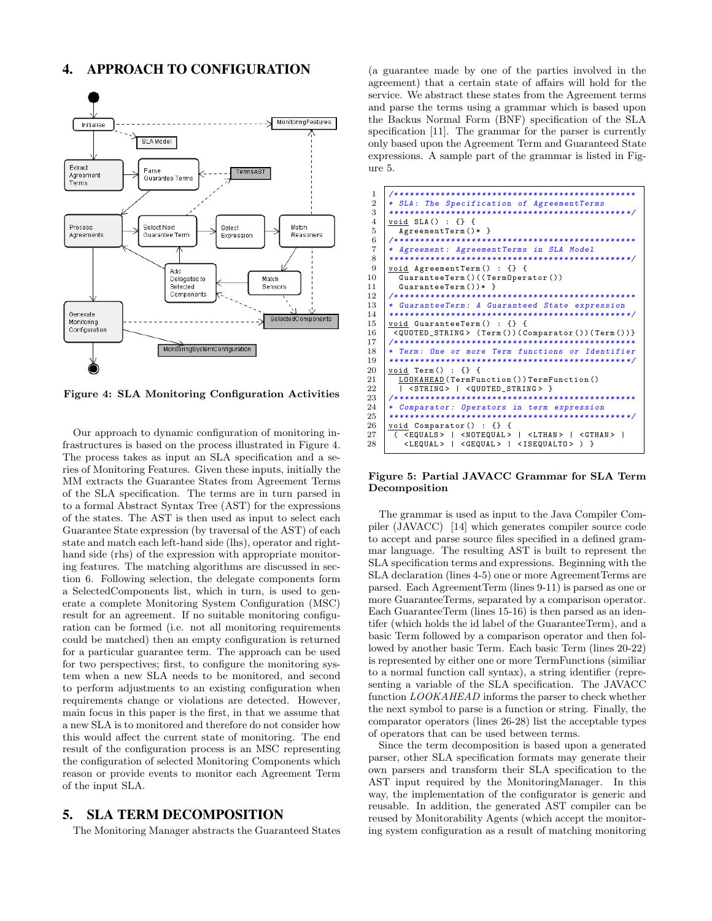## 4. APPROACH TO CONFIGURATION

Initialise
MonitoringFeatures
SLA Model
Extract Agreement Terms
Parse Guarantee Terms
TermsAST
Process Agreements
Select Next Guarantee Term
Select Expression
Match Reasoners
Add Delegates to Selected Components
Match Sensors
Generate Monitoring Configuration
SelectedComponents
MonitoringSystemConfiguration

Figure 4: SLA Monitoring Configuration Activities

Our approach to dynamic configuration of monitoring infrastructures is based on the process illustrated in Figure 4. The process takes as input an SLA specification and a series of Monitoring Features. Given these inputs, initially the MM extracts the Guarantee States from Agreement Terms of the SLA specification. The terms are in turn parsed in to a formal Abstract Syntax Tree (AST) for the expressions of the states. The AST is then used as input to select each Guarantee State expression (by traversal of the AST) of each state and match each left-hand side (lhs), operator and right-hand side (rhs) of the expression with appropriate monitoring features. The matching algorithms are discussed in section 6. Following selection, the delegate components form a SelectedComponents list, which in turn, is used to generate a complete Monitoring System Configuration (MSC) result for an agreement. If no suitable monitoring configuration can be formed (i.e. not all monitoring requirements could be matched) then an empty configuration is returned for a particular guarantee term. The approach can be used for two perspectives; first, to configure the monitoring system when a new SLA needs to be monitored, and second to perform adjustments to an existing configuration when requirements change or violations are detected. However, main focus in this paper is the first, in that we assume that a new SLA is to monitored and therefore do not consider how this would affect the current state of monitoring. The end result of the configuration process is an MSC representing the configuration of selected Monitoring Components which reason or provide events to monitor each Agreement Term of the input SLA.

## 5. SLA TERM DECOMPOSITION

The Monitoring Manager abstracts the Guaranteed States (a guarantee made by one of the parties involved in the agreement) that a certain state of affairs will hold for the service. We abstract these states from the Agreement terms and parse the terms using a grammar which is based upon the Backus Normal Form (BNF) specification of the SLA specification [11]. The grammar for the parser is currently only based upon the Agreement Term and Guaranteed State expressions. A sample part of the grammar is listed in Figure 5.

```
1   /*************************************************
2   * SLA: The Specification of AgreementTerms
3   *************************************************/
4   void SLA() : {} {
5     AgreementTerm()* }
6   /*************************************************
7   * Agreement: AgreementTerms in SLA Model
8   *************************************************/
9   void AgreementTerm() : {} {
10    GuaranteeTerm()((TermOperator())
11    GuaranteeTerm())* }
12  /*************************************************
13  * GuaranteeTerm: A Guaranteed State expression
14  *************************************************/
15  void GuaranteeTerm() : {} {
16   <QUOTED_STRING> (Term())(Comparator())(Term())}
17  /*************************************************
18  * Term: One or more Term functions or Identifier
19  *************************************************/
20  void Term() : {} {
21    LOOKAHEAD(TermFunction())TermFunction()
22    | <STRING> | <QUOTED_STRING> }
23  /*************************************************
24  * Comparator: Operators in term expression
25  *************************************************/
26  void Comparator() : {} {
27   ( <EQUALS> | <NOTEQUAL> | <LTHAN> | <GTHAN> |
28     <LEQUAL> | <GEQUAL> | <ISEQUALTO> ) }
```

**Figure 5: Partial JAVACC Grammar for SLA Term Decomposition**

The grammar is used as input to the Java Compiler Compiler (JAVACC) [14] which generates compiler source code to accept and parse source files specified in a defined grammar language. The resulting AST is built to represent the SLA specification terms and expressions. Beginning with the SLA declaration (lines 4-5) one or more AgreementTerms are parsed. Each AgreementTerm (lines 9-11) is parsed as one or more GuaranteeTerms, separated by a comparison operator. Each GuaranteeTerm (lines 15-16) is then parsed as an identifier (which holds the id label of the GuaranteeTerm), and a basic Term followed by a comparison operator and then followed by another basic Term. Each basic Term (lines 20-22) is represented by either one or more TermFunctions (similiar to a normal function call syntax), a string identifier (representing a variable of the SLA specification. The JAVACC function *LOOKAHEAD* informs the parser to check whether the next symbol to parse is a function or string. Finally, the comparator operators (lines 26-28) list the acceptable types of operators that can be used between terms.

Since the term decomposition is based upon a generated parser, other SLA specification formats may generate their own parsers and transform their SLA specification to the AST input required by the MonitoringManager. In this way, the implementation of the configurator is generic and reusable. In addition, the generated AST compiler can be reused by Monitorability Agents (which accept the monitoring system configuration as a result of matching monitoring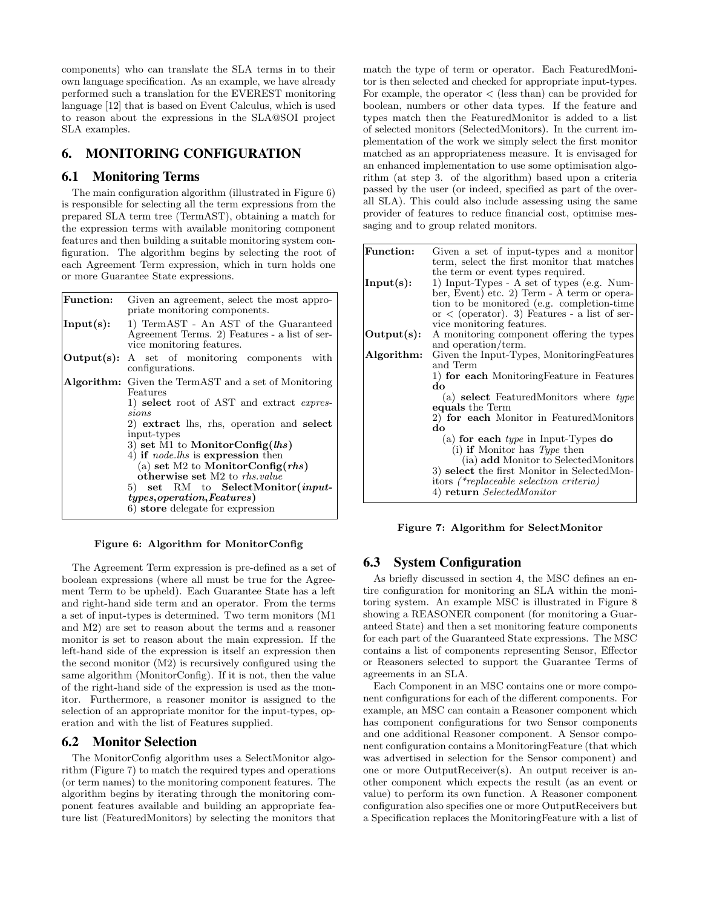components) who can translate the SLA terms in to their own language specification. As an example, we have already performed such a translation for the EVEREST monitoring language [12] that is based on Event Calculus, which is used to reason about the expressions in the SLA@SOI project SLA examples.

## 6. MONITORING CONFIGURATION

### 6.1 Monitoring Terms

The main configuration algorithm (illustrated in Figure 6) is responsible for selecting all the term expressions from the prepared SLA term tree (TermAST), obtaining a match for the expression terms with available monitoring component features and then building a suitable monitoring system configuration. The algorithm begins by selecting the root of each Agreement Term expression, which in turn holds one or more Guarantee State expressions.

| | |
|---|---|
| **Function:** | Given an agreement, select the most appropriate monitoring components. |
| **Input(s):** | 1) TermAST - An AST of the Guaranteed Agreement Terms. 2) Features - a list of service monitoring features. |
| **Output(s):** | A set of monitoring components with configurations. |
| **Algorithm:** | Given the TermAST and a set of Monitoring Features<br>1) **select** root of AST and extract *expressions*<br>2) **extract** lhs, rhs, operation and **select** input-types<br>3) **set** M1 to **MonitorConfig(*lhs*)**<br>4) **if** *node.lhs* is **expression** then<br>(a) **set** M2 to **MonitorConfig(*rhs*)** **otherwise set** M2 to *rhs.value*<br>5) **set** RM to **SelectMonitor(*input-types,operation,Features*)**<br>6) **store** delegate for expression |

**Figure 6: Algorithm for MonitorConfig**

The Agreement Term expression is pre-defined as a set of boolean expressions (where all must be true for the Agreement Term to be upheld). Each Guarantee State has a left and right-hand side term and an operator. From the terms a set of input-types is determined. Two term monitors (M1 and M2) are set to reason about the terms and a reasoner monitor is set to reason about the main expression. If the left-hand side of the expression is itself an expression then the second monitor (M2) is recursively configured using the same algorithm (MonitorConfig). If it is not, then the value of the right-hand side of the expression is used as the monitor. Furthermore, a reasoner monitor is assigned to the selection of an appropriate monitor for the input-types, operation and with the list of Features supplied.

### 6.2 Monitor Selection

The MonitorConfig algorithm uses a SelectMonitor algorithm (Figure 7) to match the required types and operations (or term names) to the monitoring component features. The algorithm begins by iterating through the monitoring component features available and building an appropriate feature list (FeaturedMonitors) by selecting the monitors that match the type of term or operator. Each FeaturedMonitor is then selected and checked for appropriate input-types. For example, the operator < (less than) can be provided for boolean, numbers or other data types. If the feature and types match then the FeaturedMonitor is added to a list of selected monitors (SelectedMonitors). In the current implementation of the work we simply select the first monitor matched as an appropriateness measure. It is envisaged for an enhanced implementation to use some optimisation algorithm (at step 3. of the algorithm) based upon a criteria passed by the user (or indeed, specified as part of the overall SLA). This could also include assessing using the same provider of features to reduce financial cost, optimise messaging and to group related monitors.

| | |
|---|---|
| **Function:** | Given a set of input-types and a monitor term, select the first monitor that matches the term or event types required. |
| **Input(s):** | 1) Input-Types - A set of types (e.g. Number, Event) etc. 2) Term - A term or operation to be monitored (e.g. completion-time or < (operator). 3) Features - a list of service monitoring features. |
| **Output(s):** | A monitoring component offering the types and operation/term. |
| **Algorithm:** | Given the Input-Types, MonitoringFeatures and Term<br>1) **for each** MonitoringFeature in Features **do**<br>(a) **select** FeaturedMonitors where *type* **equals** the Term<br>2) **for each** Monitor in FeaturedMonitors **do**<br>(a) **for each** *type* in Input-Types **do**<br>(i) **if** Monitor has *Type* then<br>(ia) **add** Monitor to SelectedMonitors<br>3) **select** the first Monitor in SelectedMonitors *(\*replaceable selection criteria)*<br>4) **return** *SelectedMonitor* |

**Figure 7: Algorithm for SelectMonitor**

### 6.3 System Configuration

As briefly discussed in section 4, the MSC defines an entire configuration for monitoring an SLA within the monitoring system. An example MSC is illustrated in Figure 8 showing a REASONER component (for monitoring a Guaranteed State) and then a set monitoring feature components for each part of the Guaranteed State expressions. The MSC contains a list of components representing Sensor, Effector or Reasoners selected to support the Guarantee Terms of agreements in an SLA.

Each Component in an MSC contains one or more component configurations for each of the different components. For example, an MSC can contain a Reasoner component which has component configurations for two Sensor components and one additional Reasoner component. A Sensor component configuration contains a MonitoringFeature (that which was advertised in selection for the Sensor component) and one or more OutputReceiver(s). An output receiver is another component which expects the result (as an event or value) to perform its own function. A Reasoner component configuration also specifies one or more OutputReceivers but a Specification replaces the MonitoringFeature with a list of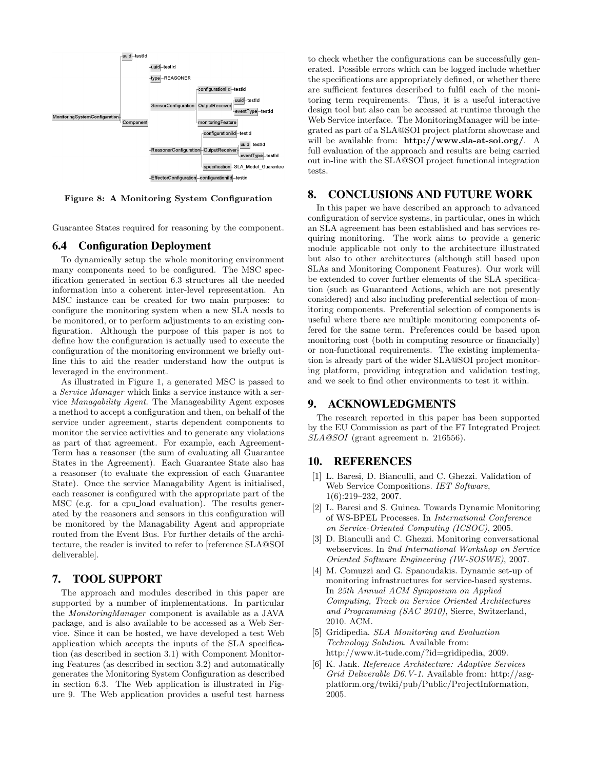Figure 8: A Monitoring System Configuration

Guarantee States required for reasoning by the component.

### 6.4 Configuration Deployment

To dynamically setup the whole monitoring environment many components need to be configured. The MSC specification generated in section 6.3 structures all the needed information into a coherent inter-level representation. An MSC instance can be created for two main purposes: to configure the monitoring system when a new SLA needs to be monitored, or to perform adjustments to an existing configuration. Although the purpose of this paper is not to define how the configuration is actually used to execute the configuration of the monitoring environment we briefly outline this to aid the reader understand how the output is leveraged in the environment.

As illustrated in Figure 1, a generated MSC is passed to a *Service Manager* which links a service instance with a service *Managability Agent*. The Manageability Agent exposes a method to accept a configuration and then, on behalf of the service under agreement, starts dependent components to monitor the service activities and to generate any violations as part of that agreement. For example, each AgreementTerm has a reasonser (the sum of evaluating all Guarantee States in the Agreement). Each Guarantee State also has a reasonser (to evaluate the expression of each Guarantee State). Once the service Managability Agent is initialised, each reasoner is configured with the appropriate part of the MSC (e.g. for a cpu_load evaluation). The results generated by the reasoners and sensors in this configuration will be monitored by the Managability Agent and appropriate routed from the Event Bus. For further details of the architecture, the reader is invited to refer to [reference SLA@SOI deliverable].

## 7. TOOL SUPPORT

The approach and modules described in this paper are supported by a number of implementations. In particular the *MonitoringManager* component is available as a JAVA package, and is also available to be accessed as a Web Service. Since it can be hosted, we have developed a test Web application which accepts the inputs of the SLA specification (as described in section 3.1) with Component Monitoring Features (as described in section 3.2) and automatically generates the Monitoring System Configuration as described in section 6.3. The Web application is illustrated in Figure 9. The Web application provides a useful test harness to check whether the configurations can be successfully generated. Possible errors which can be logged include whether the specifications are appropriately defined, or whether there are sufficient features described to fulfil each of the monitoring term requirements. Thus, it is a useful interactive design tool but also can be accessed at runtime through the Web Service interface. The MonitoringManager will be integrated as part of a SLA@SOI project platform showcase and will be available from: **http://www.sla-at-soi.org/**. A full evaluation of the approach and results are being carried out in-line with the SLA@SOI project functional integration tests.

## 8. CONCLUSIONS AND FUTURE WORK

In this paper we have described an approach to advanced configuration of service systems, in particular, ones in which an SLA agreement has been established and has services requiring monitoring. The work aims to provide a generic module applicable not only to the architecture illustrated but also to other architectures (although still based upon SLAs and Monitoring Component Features). Our work will be extended to cover further elements of the SLA specification (such as Guaranteed Actions, which are not presently considered) and also including preferential selection of monitoring components. Preferential selection of components is useful where there are multiple monitoring components offered for the same term. Preferences could be based upon monitoring cost (both in computing resource or financially) or non-functional requirements. The existing implementation is already part of the wider SLA@SOI project monitoring platform, providing integration and validation testing, and we seek to find other environments to test it within.

## 9. ACKNOWLEDGMENTS

The research reported in this paper has been supported by the EU Commission as part of the F7 Integrated Project *SLA@SOI* (grant agreement n. 216556).

## 10. REFERENCES

[1] L. Baresi, D. Bianculli, and C. Ghezzi. Validation of Web Service Compositions. *IET Software*, 1(6):219–232, 2007.

[2] L. Baresi and S. Guinea. Towards Dynamic Monitoring of WS-BPEL Processes. In *International Conference on Service-Oriented Computing (ICSOC)*, 2005.

[3] D. Bianculli and C. Ghezzi. Monitoring conversational webservices. In *2nd International Workshop on Service Oriented Software Engineering (IW-SOSWE)*, 2007.

[4] M. Comuzzi and G. Spanoudakis. Dynamic set-up of monitoring infrastructures for service-based systems. In *25th Annual ACM Symposium on Applied Computing, Track on Service Oriented Architectures and Programming (SAC 2010)*, Sierre, Switzerland, 2010. ACM.

[5] Gridipedia. *SLA Monitoring and Evaluation Technology Solution*. Available from: http://www.it-tude.com/?id=gridipedia, 2009.

[6] K. Jank. *Reference Architecture: Adaptive Services Grid Deliverable D6.V-1*. Available from: http://asg-platform.org/twiki/pub/Public/ProjectInformation, 2005.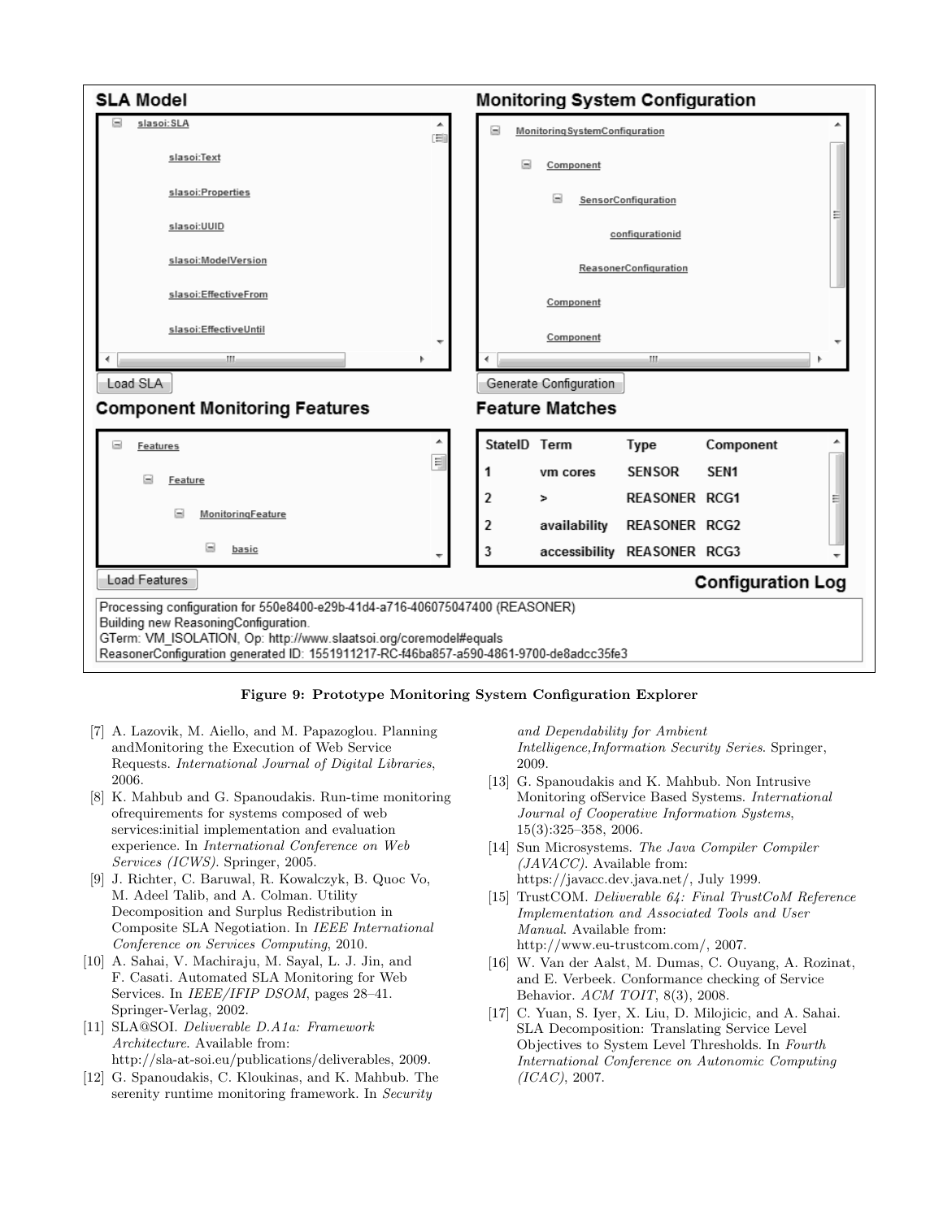**Figure 9: Prototype Monitoring System Configuration Explorer**

[7] A. Lazovik, M. Aiello, and M. Papazoglou. Planning andMonitoring the Execution of Web Service Requests. *International Journal of Digital Libraries*, 2006.

[8] K. Mahbub and G. Spanoudakis. Run-time monitoring ofrequirements for systems composed of web services:initial implementation and evaluation experience. In *International Conference on Web Services (ICWS)*. Springer, 2005.

[9] J. Richter, C. Baruwal, R. Kowalczyk, B. Quoc Vo, M. Adeel Talib, and A. Colman. Utility Decomposition and Surplus Redistribution in Composite SLA Negotiation. In *IEEE International Conference on Services Computing*, 2010.

[10] A. Sahai, V. Machiraju, M. Sayal, L. J. Jin, and F. Casati. Automated SLA Monitoring for Web Services. In *IEEE/IFIP DSOM*, pages 28–41. Springer-Verlag, 2002.

[11] SLA@SOI. *Deliverable D.A1a: Framework Architecture*. Available from: http://sla-at-soi.eu/publications/deliverables, 2009.

[12] G. Spanoudakis, C. Kloukinas, and K. Mahbub. The serenity runtime monitoring framework. In *Security and Dependability for Ambient Intelligence,Information Security Series*. Springer, 2009.

[13] G. Spanoudakis and K. Mahbub. Non Intrusive Monitoring ofService Based Systems. *International Journal of Cooperative Information Systems*, 15(3):325–358, 2006.

[14] Sun Microsystems. *The Java Compiler Compiler (JAVACC)*. Available from: https://javacc.dev.java.net/, July 1999.

[15] TrustCOM. *Deliverable 64: Final TrustCoM Reference Implementation and Associated Tools and User Manual*. Available from: http://www.eu-trustcom.com/, 2007.

[16] W. Van der Aalst, M. Dumas, C. Ouyang, A. Rozinat, and E. Verbeek. Conformance checking of Service Behavior. *ACM TOIT*, 8(3), 2008.

[17] C. Yuan, S. Iyer, X. Liu, D. Milojicic, and A. Sahai. SLA Decomposition: Translating Service Level Objectives to System Level Thresholds. In *Fourth International Conference on Autonomic Computing (ICAC)*, 2007.